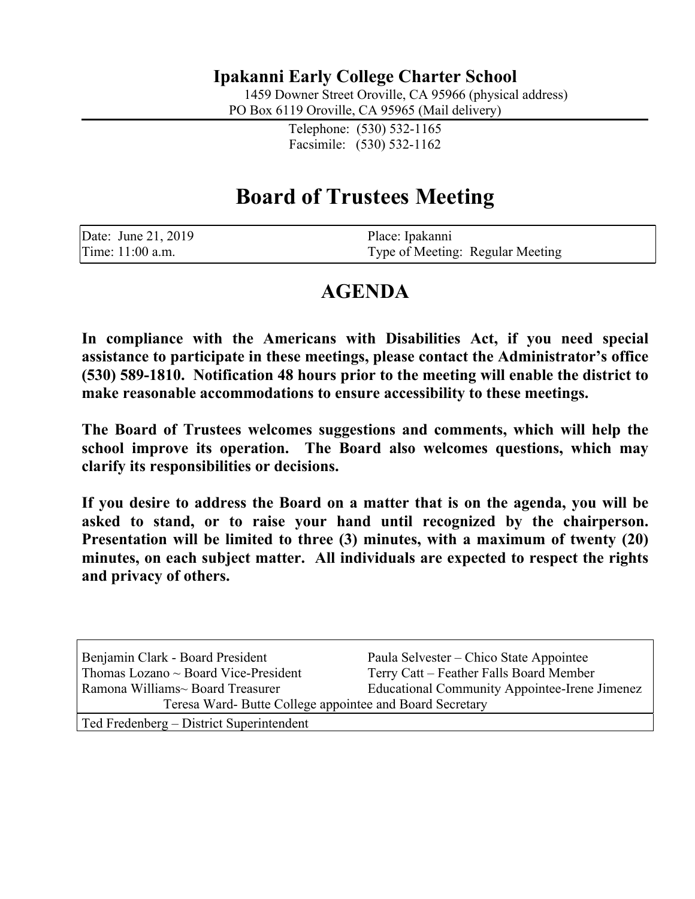## Ipakanni Early College Charter School

1459 Downer Street Oroville, CA 95966 (physical address)
PO Box 6119 Oroville, CA 95965 (Mail delivery)

Telephone: (530) 532-1165
Facsimile: (530) 532-1162

# Board of Trustees Meeting

| Date: June 21, 2019 | Place: Ipakanni |
|---|---|
| Time: 11:00 a.m. | Type of Meeting: Regular Meeting |

# AGENDA

**In compliance with the Americans with Disabilities Act, if you need special assistance to participate in these meetings, please contact the Administrator's office (530) 589-1810. Notification 48 hours prior to the meeting will enable the district to make reasonable accommodations to ensure accessibility to these meetings.**

**The Board of Trustees welcomes suggestions and comments, which will help the school improve its operation. The Board also welcomes questions, which may clarify its responsibilities or decisions.**

**If you desire to address the Board on a matter that is on the agenda, you will be asked to stand, or to raise your hand until recognized by the chairperson. Presentation will be limited to three (3) minutes, with a maximum of twenty (20) minutes, on each subject matter. All individuals are expected to respect the rights and privacy of others.**

| Benjamin Clark - Board President | Paula Selvester – Chico State Appointee |
|---|---|
| Thomas Lozano ~ Board Vice-President | Terry Catt – Feather Falls Board Member |
| Ramona Williams~ Board Treasurer | Educational Community Appointee-Irene Jimenez |
| Teresa Ward- Butte College appointee and Board Secretary | |
| Ted Fredenberg – District Superintendent | |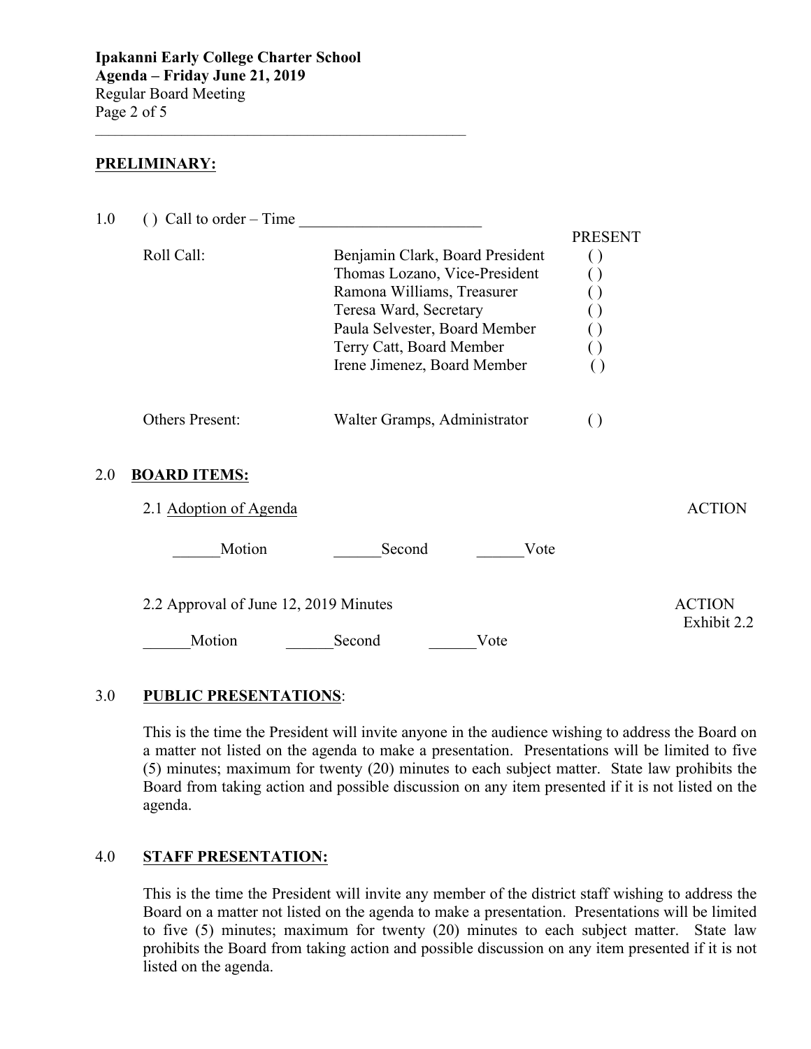**Ipakanni Early College Charter School**
**Agenda – Friday June 21, 2019**
Regular Board Meeting

## PRELIMINARY:

1.0 ( ) Call to order – Time _______________________

| Roll Call: | | PRESENT |
|---|---|---|
| | Benjamin Clark, Board President | ( ) |
| | Thomas Lozano, Vice-President | ( ) |
| | Ramona Williams, Treasurer | ( ) |
| | Teresa Ward, Secretary | ( ) |
| | Paula Selvester, Board Member | ( ) |
| | Terry Catt, Board Member | ( ) |
| | Irene Jimenez, Board Member | ( ) |
| Others Present: | Walter Gramps, Administrator | ( ) |

2.0 **BOARD ITEMS:**

2.1 Adoption of Agenda — ACTION

______Motion ______Second ______Vote

2.2 Approval of June 12, 2019 Minutes — ACTION, Exhibit 2.2

______Motion ______Second ______Vote

3.0 **PUBLIC PRESENTATIONS**:

This is the time the President will invite anyone in the audience wishing to address the Board on a matter not listed on the agenda to make a presentation. Presentations will be limited to five (5) minutes; maximum for twenty (20) minutes to each subject matter. State law prohibits the Board from taking action and possible discussion on any item presented if it is not listed on the agenda.

4.0 **STAFF PRESENTATION:**

This is the time the President will invite any member of the district staff wishing to address the Board on a matter not listed on the agenda to make a presentation. Presentations will be limited to five (5) minutes; maximum for twenty (20) minutes to each subject matter. State law prohibits the Board from taking action and possible discussion on any item presented if it is not listed on the agenda.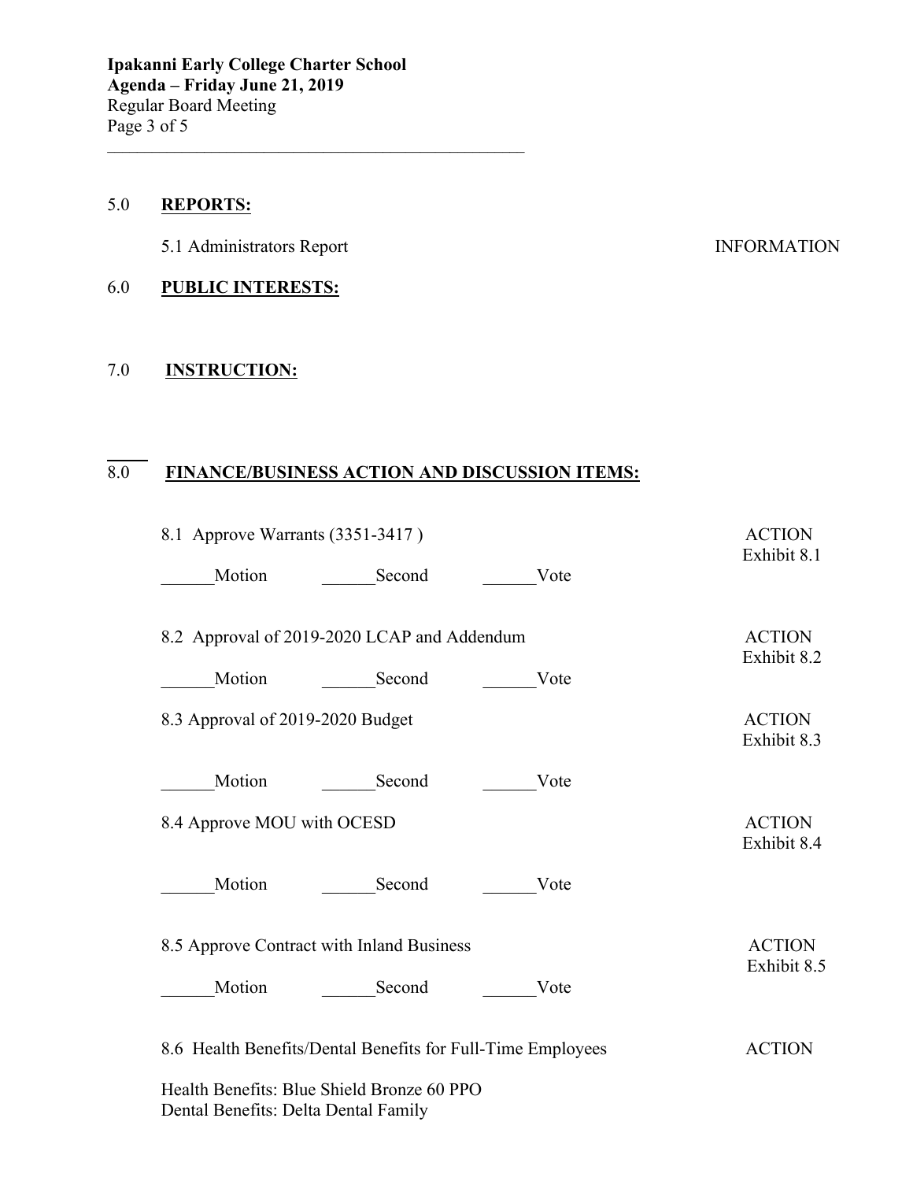## 5.0 **REPORTS:**

5.1 Administrators Report — INFORMATION

## 6.0 **PUBLIC INTERESTS:**

## 7.0 **INSTRUCTION:**

## 8.0 **FINANCE/BUSINESS ACTION AND DISCUSSION ITEMS:**

8.1 Approve Warrants (3351-3417 ) — ACTION, Exhibit 8.1

______Motion ______Second ______Vote

8.2 Approval of 2019-2020 LCAP and Addendum — ACTION, Exhibit 8.2

______Motion ______Second ______Vote

8.3 Approval of 2019-2020 Budget — ACTION, Exhibit 8.3

______Motion ______Second ______Vote

8.4 Approve MOU with OCESD — ACTION, Exhibit 8.4

______Motion ______Second ______Vote

8.5 Approve Contract with Inland Business — ACTION, Exhibit 8.5

______Motion ______Second ______Vote

8.6 Health Benefits/Dental Benefits for Full-Time Employees — ACTION

Health Benefits: Blue Shield Bronze 60 PPO
Dental Benefits: Delta Dental Family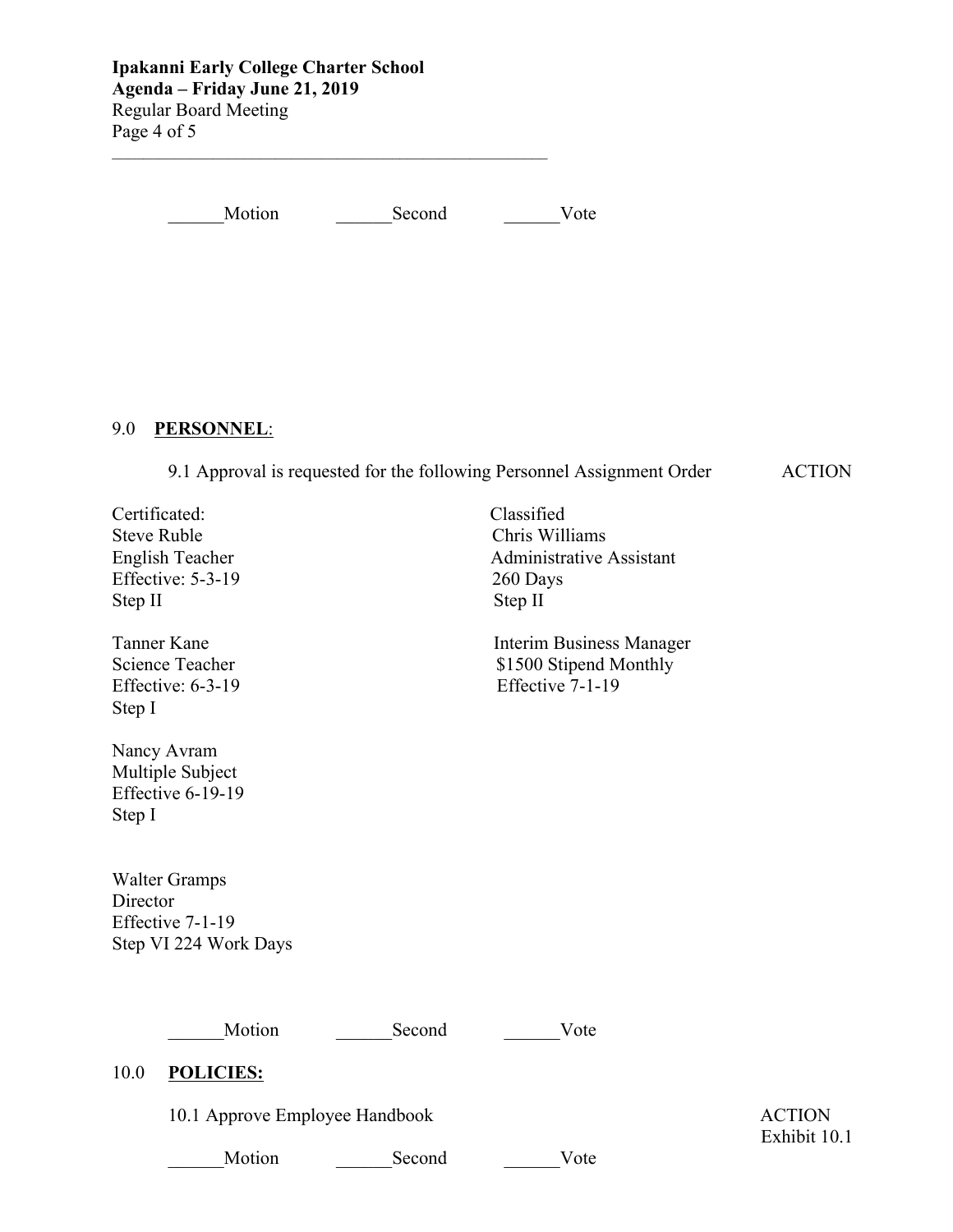______Motion ______Second ______Vote

## 9.0 **PERSONNEL**:

9.1 Approval is requested for the following Personnel Assignment Order ACTION

| Certificated: | Classified |
|---|---|
| Steve Ruble<br>English Teacher<br>Effective: 5-3-19<br>Step II | Chris Williams<br>Administrative Assistant<br>260 Days<br>Step II |
| Tanner Kane<br>Science Teacher<br>Effective: 6-3-19<br>Step I | Interim Business Manager<br>$1500 Stipend Monthly<br>Effective 7-1-19 |
| Nancy Avram<br>Multiple Subject<br>Effective 6-19-19<br>Step I | |
| Walter Gramps<br>Director<br>Effective 7-1-19<br>Step VI 224 Work Days | |

______Motion ______Second ______Vote

## 10.0 **POLICIES:**

10.1 Approve Employee Handbook ACTION
Exhibit 10.1

______Motion ______Second ______Vote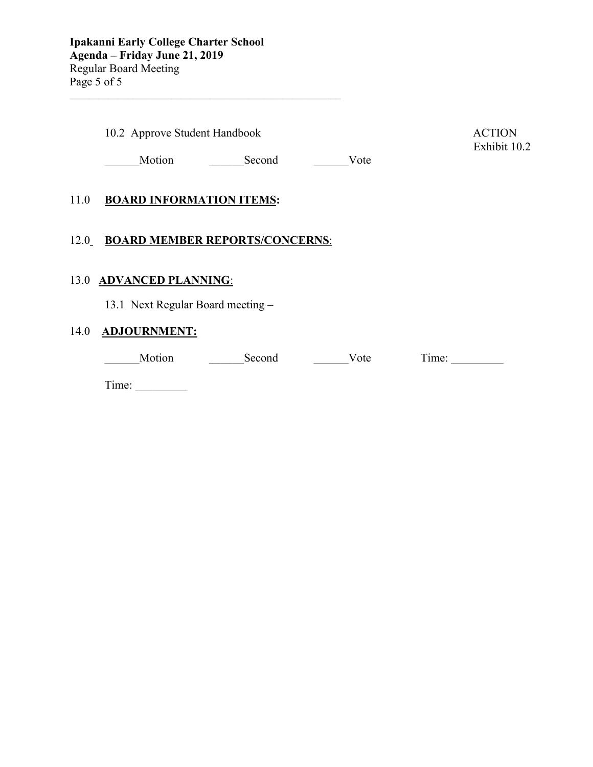10.2 Approve Student Handbook

ACTION
Exhibit 10.2

______Motion ______Second ______Vote

## 11.0 **BOARD INFORMATION ITEMS:**

## 12.0 **BOARD MEMBER REPORTS/CONCERNS**:

## 13.0 **ADVANCED PLANNING**:

13.1 Next Regular Board meeting –

## 14.0 **ADJOURNMENT:**

______Motion ______Second ______Vote Time: _________

Time: _________